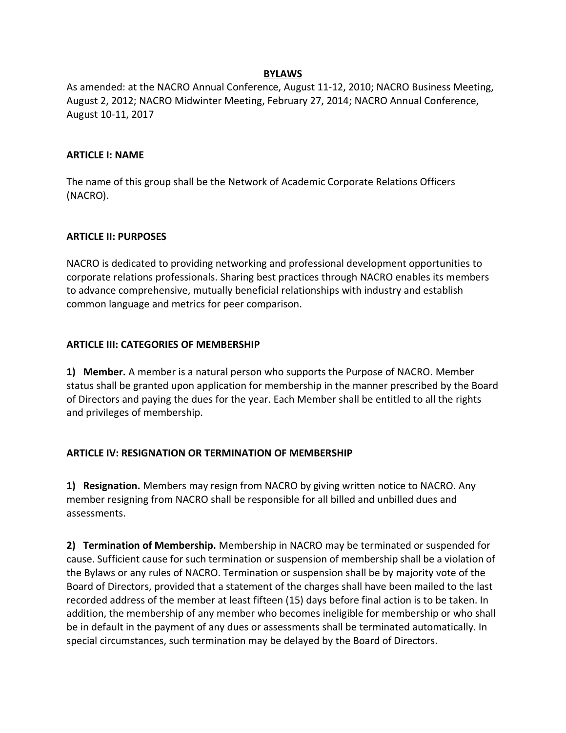# BYLAWS

As amended: at the NACRO Annual Conference, August 11-12, 2010; NACRO Business Meeting, August 2, 2012; NACRO Midwinter Meeting, February 27, 2014; NACRO Annual Conference, August 10-11, 2017

## ARTICLE I: NAME

The name of this group shall be the Network of Academic Corporate Relations Officers (NACRO).

## ARTICLE II: PURPOSES

NACRO is dedicated to providing networking and professional development opportunities to corporate relations professionals. Sharing best practices through NACRO enables its members to advance comprehensive, mutually beneficial relationships with industry and establish common language and metrics for peer comparison.

## ARTICLE III: CATEGORIES OF MEMBERSHIP

**1) Member.** A member is a natural person who supports the Purpose of NACRO. Member status shall be granted upon application for membership in the manner prescribed by the Board of Directors and paying the dues for the year. Each Member shall be entitled to all the rights and privileges of membership.

## ARTICLE IV: RESIGNATION OR TERMINATION OF MEMBERSHIP

**1) Resignation.** Members may resign from NACRO by giving written notice to NACRO. Any member resigning from NACRO shall be responsible for all billed and unbilled dues and assessments.

**2) Termination of Membership.** Membership in NACRO may be terminated or suspended for cause. Sufficient cause for such termination or suspension of membership shall be a violation of the Bylaws or any rules of NACRO. Termination or suspension shall be by majority vote of the Board of Directors, provided that a statement of the charges shall have been mailed to the last recorded address of the member at least fifteen (15) days before final action is to be taken. In addition, the membership of any member who becomes ineligible for membership or who shall be in default in the payment of any dues or assessments shall be terminated automatically. In special circumstances, such termination may be delayed by the Board of Directors.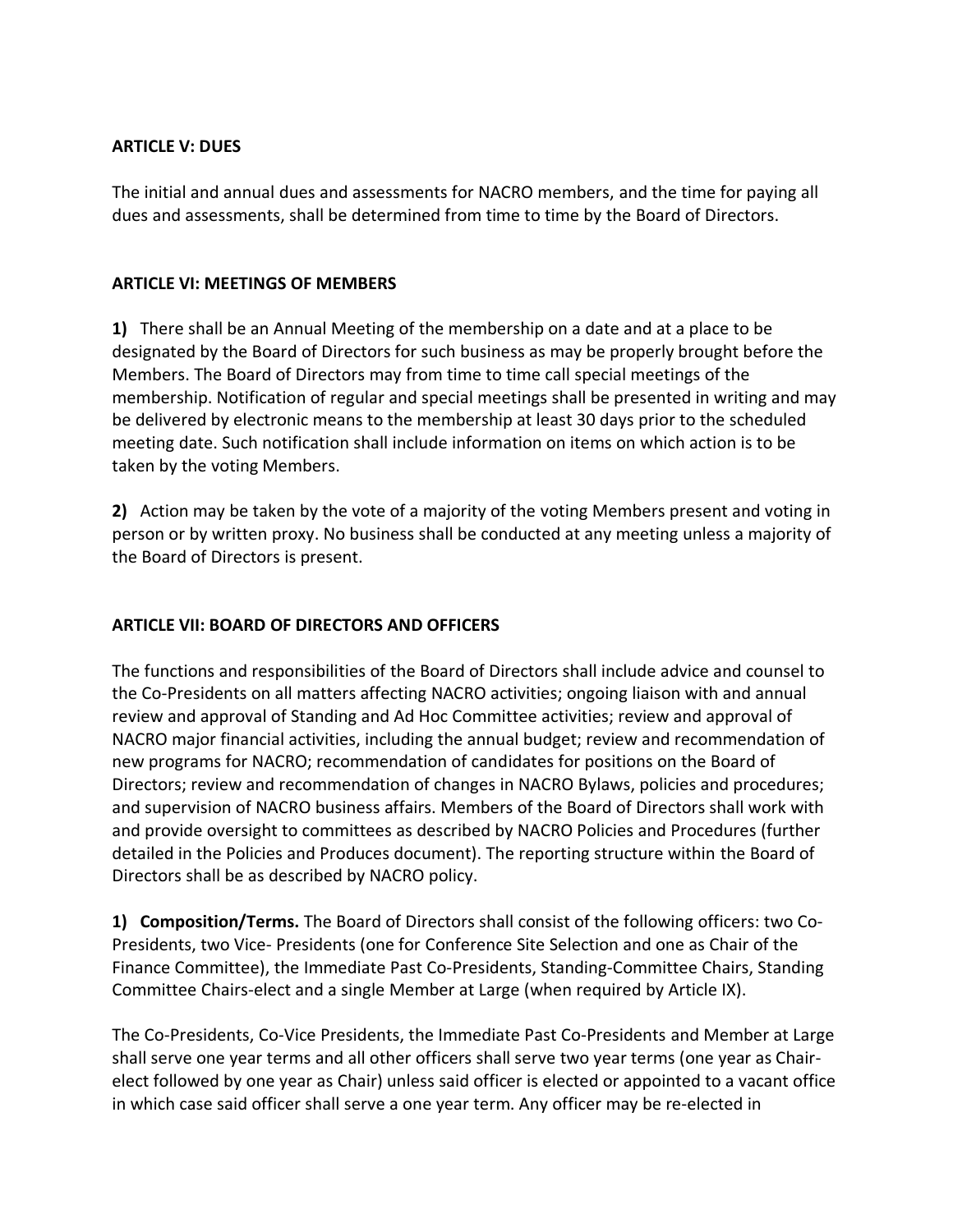**ARTICLE V: DUES**

The initial and annual dues and assessments for NACRO members, and the time for paying all dues and assessments, shall be determined from time to time by the Board of Directors.

**ARTICLE VI: MEETINGS OF MEMBERS**

**1)** There shall be an Annual Meeting of the membership on a date and at a place to be designated by the Board of Directors for such business as may be properly brought before the Members. The Board of Directors may from time to time call special meetings of the membership. Notification of regular and special meetings shall be presented in writing and may be delivered by electronic means to the membership at least 30 days prior to the scheduled meeting date. Such notification shall include information on items on which action is to be taken by the voting Members.

**2)** Action may be taken by the vote of a majority of the voting Members present and voting in person or by written proxy. No business shall be conducted at any meeting unless a majority of the Board of Directors is present.

**ARTICLE VII: BOARD OF DIRECTORS AND OFFICERS**

The functions and responsibilities of the Board of Directors shall include advice and counsel to the Co-Presidents on all matters affecting NACRO activities; ongoing liaison with and annual review and approval of Standing and Ad Hoc Committee activities; review and approval of NACRO major financial activities, including the annual budget; review and recommendation of new programs for NACRO; recommendation of candidates for positions on the Board of Directors; review and recommendation of changes in NACRO Bylaws, policies and procedures; and supervision of NACRO business affairs. Members of the Board of Directors shall work with and provide oversight to committees as described by NACRO Policies and Procedures (further detailed in the Policies and Produces document). The reporting structure within the Board of Directors shall be as described by NACRO policy.

**1) Composition/Terms.** The Board of Directors shall consist of the following officers: two Co-Presidents, two Vice- Presidents (one for Conference Site Selection and one as Chair of the Finance Committee), the Immediate Past Co-Presidents, Standing-Committee Chairs, Standing Committee Chairs-elect and a single Member at Large (when required by Article IX).

The Co-Presidents, Co-Vice Presidents, the Immediate Past Co-Presidents and Member at Large shall serve one year terms and all other officers shall serve two year terms (one year as Chair-elect followed by one year as Chair) unless said officer is elected or appointed to a vacant office in which case said officer shall serve a one year term. Any officer may be re-elected in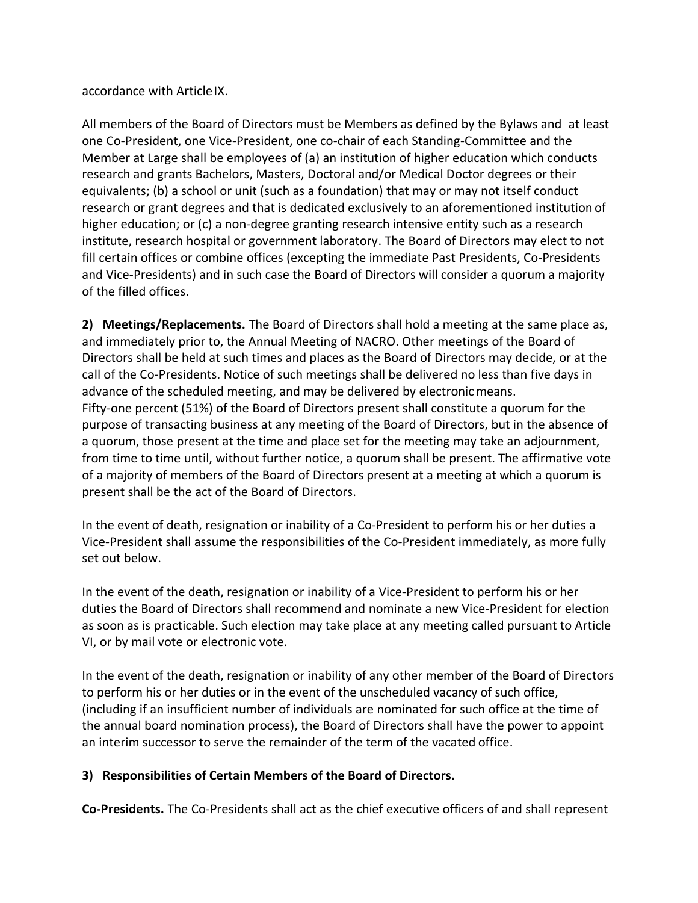accordance with Article IX.

All members of the Board of Directors must be Members as defined by the Bylaws and at least one Co-President, one Vice-President, one co-chair of each Standing-Committee and the Member at Large shall be employees of (a) an institution of higher education which conducts research and grants Bachelors, Masters, Doctoral and/or Medical Doctor degrees or their equivalents; (b) a school or unit (such as a foundation) that may or may not itself conduct research or grant degrees and that is dedicated exclusively to an aforementioned institution of higher education; or (c) a non-degree granting research intensive entity such as a research institute, research hospital or government laboratory. The Board of Directors may elect to not fill certain offices or combine offices (excepting the immediate Past Presidents, Co-Presidents and Vice-Presidents) and in such case the Board of Directors will consider a quorum a majority of the filled offices.

**2) Meetings/Replacements.** The Board of Directors shall hold a meeting at the same place as, and immediately prior to, the Annual Meeting of NACRO. Other meetings of the Board of Directors shall be held at such times and places as the Board of Directors may decide, or at the call of the Co-Presidents. Notice of such meetings shall be delivered no less than five days in advance of the scheduled meeting, and may be delivered by electronic means.
Fifty-one percent (51%) of the Board of Directors present shall constitute a quorum for the purpose of transacting business at any meeting of the Board of Directors, but in the absence of a quorum, those present at the time and place set for the meeting may take an adjournment, from time to time until, without further notice, a quorum shall be present. The affirmative vote of a majority of members of the Board of Directors present at a meeting at which a quorum is present shall be the act of the Board of Directors.

In the event of death, resignation or inability of a Co-President to perform his or her duties a Vice-President shall assume the responsibilities of the Co-President immediately, as more fully set out below.

In the event of the death, resignation or inability of a Vice-President to perform his or her duties the Board of Directors shall recommend and nominate a new Vice-President for election as soon as is practicable. Such election may take place at any meeting called pursuant to Article VI, or by mail vote or electronic vote.

In the event of the death, resignation or inability of any other member of the Board of Directors to perform his or her duties or in the event of the unscheduled vacancy of such office, (including if an insufficient number of individuals are nominated for such office at the time of the annual board nomination process), the Board of Directors shall have the power to appoint an interim successor to serve the remainder of the term of the vacated office.

**3) Responsibilities of Certain Members of the Board of Directors.**

**Co-Presidents.** The Co-Presidents shall act as the chief executive officers of and shall represent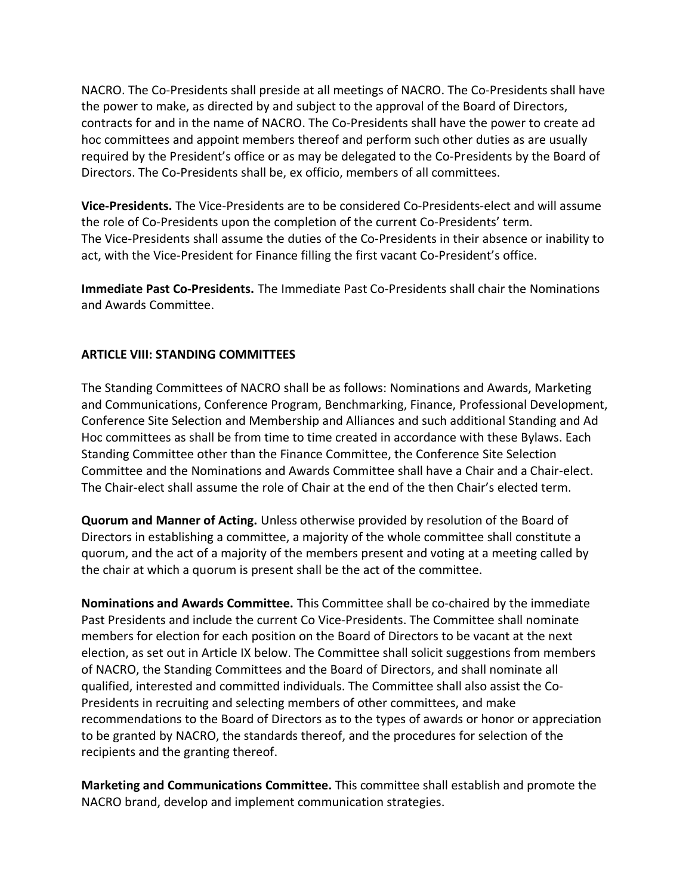NACRO. The Co-Presidents shall preside at all meetings of NACRO. The Co-Presidents shall have the power to make, as directed by and subject to the approval of the Board of Directors, contracts for and in the name of NACRO. The Co-Presidents shall have the power to create ad hoc committees and appoint members thereof and perform such other duties as are usually required by the President's office or as may be delegated to the Co-Presidents by the Board of Directors. The Co-Presidents shall be, ex officio, members of all committees.

**Vice-Presidents.** The Vice-Presidents are to be considered Co-Presidents-elect and will assume the role of Co-Presidents upon the completion of the current Co-Presidents' term. The Vice-Presidents shall assume the duties of the Co-Presidents in their absence or inability to act, with the Vice-President for Finance filling the first vacant Co-President's office.

**Immediate Past Co-Presidents.** The Immediate Past Co-Presidents shall chair the Nominations and Awards Committee.

## ARTICLE VIII: STANDING COMMITTEES

The Standing Committees of NACRO shall be as follows: Nominations and Awards, Marketing and Communications, Conference Program, Benchmarking, Finance, Professional Development, Conference Site Selection and Membership and Alliances and such additional Standing and Ad Hoc committees as shall be from time to time created in accordance with these Bylaws. Each Standing Committee other than the Finance Committee, the Conference Site Selection Committee and the Nominations and Awards Committee shall have a Chair and a Chair-elect. The Chair-elect shall assume the role of Chair at the end of the then Chair's elected term.

**Quorum and Manner of Acting.** Unless otherwise provided by resolution of the Board of Directors in establishing a committee, a majority of the whole committee shall constitute a quorum, and the act of a majority of the members present and voting at a meeting called by the chair at which a quorum is present shall be the act of the committee.

**Nominations and Awards Committee.** This Committee shall be co-chaired by the immediate Past Presidents and include the current Co Vice-Presidents. The Committee shall nominate members for election for each position on the Board of Directors to be vacant at the next election, as set out in Article IX below. The Committee shall solicit suggestions from members of NACRO, the Standing Committees and the Board of Directors, and shall nominate all qualified, interested and committed individuals. The Committee shall also assist the Co-Presidents in recruiting and selecting members of other committees, and make recommendations to the Board of Directors as to the types of awards or honor or appreciation to be granted by NACRO, the standards thereof, and the procedures for selection of the recipients and the granting thereof.

**Marketing and Communications Committee.** This committee shall establish and promote the NACRO brand, develop and implement communication strategies.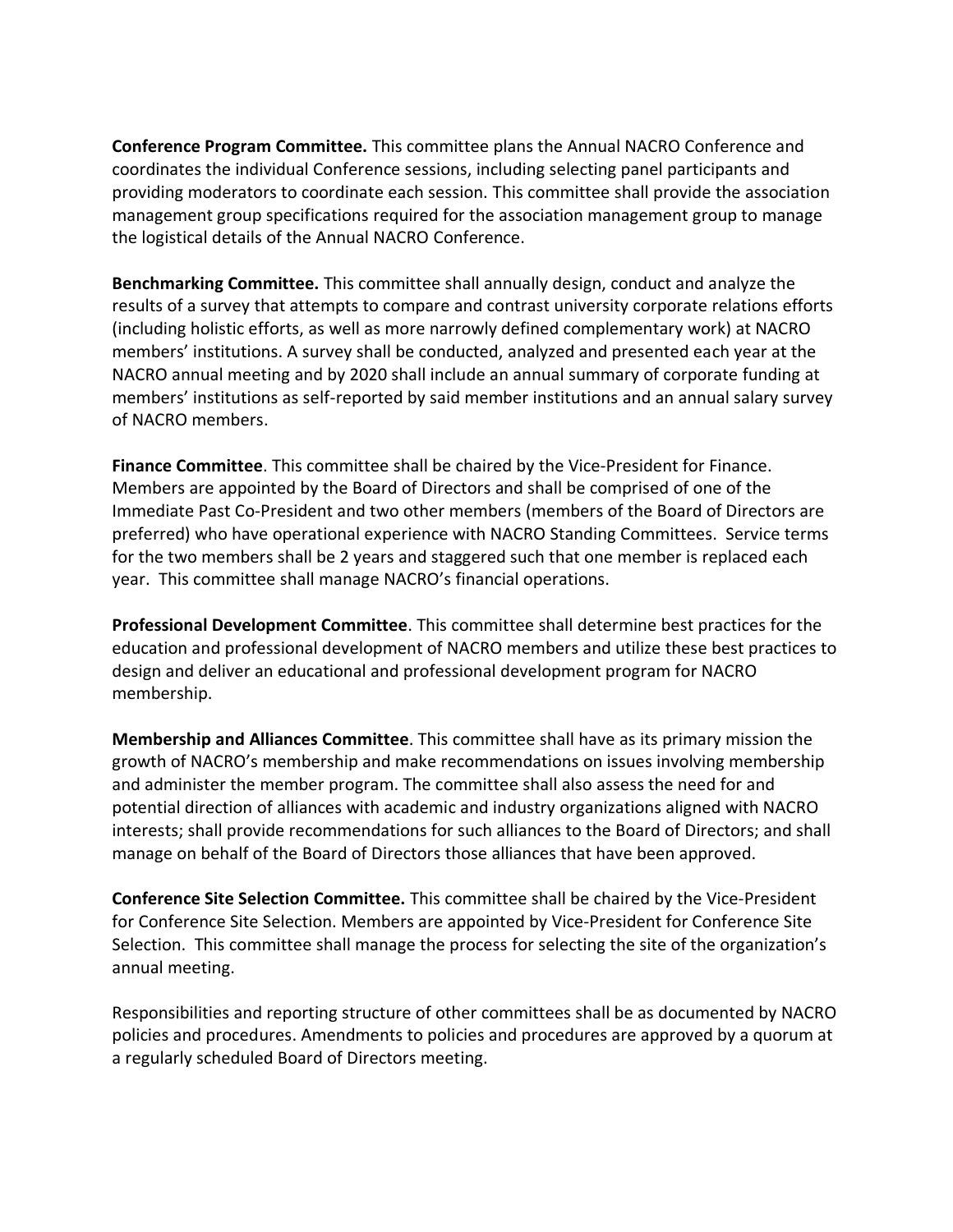**Conference Program Committee.** This committee plans the Annual NACRO Conference and coordinates the individual Conference sessions, including selecting panel participants and providing moderators to coordinate each session. This committee shall provide the association management group specifications required for the association management group to manage the logistical details of the Annual NACRO Conference.

**Benchmarking Committee.** This committee shall annually design, conduct and analyze the results of a survey that attempts to compare and contrast university corporate relations efforts (including holistic efforts, as well as more narrowly defined complementary work) at NACRO members' institutions. A survey shall be conducted, analyzed and presented each year at the NACRO annual meeting and by 2020 shall include an annual summary of corporate funding at members' institutions as self-reported by said member institutions and an annual salary survey of NACRO members.

**Finance Committee**. This committee shall be chaired by the Vice-President for Finance. Members are appointed by the Board of Directors and shall be comprised of one of the Immediate Past Co-President and two other members (members of the Board of Directors are preferred) who have operational experience with NACRO Standing Committees. Service terms for the two members shall be 2 years and staggered such that one member is replaced each year. This committee shall manage NACRO's financial operations.

**Professional Development Committee**. This committee shall determine best practices for the education and professional development of NACRO members and utilize these best practices to design and deliver an educational and professional development program for NACRO membership.

**Membership and Alliances Committee**. This committee shall have as its primary mission the growth of NACRO's membership and make recommendations on issues involving membership and administer the member program. The committee shall also assess the need for and potential direction of alliances with academic and industry organizations aligned with NACRO interests; shall provide recommendations for such alliances to the Board of Directors; and shall manage on behalf of the Board of Directors those alliances that have been approved.

**Conference Site Selection Committee.** This committee shall be chaired by the Vice-President for Conference Site Selection. Members are appointed by Vice-President for Conference Site Selection. This committee shall manage the process for selecting the site of the organization's annual meeting.

Responsibilities and reporting structure of other committees shall be as documented by NACRO policies and procedures. Amendments to policies and procedures are approved by a quorum at a regularly scheduled Board of Directors meeting.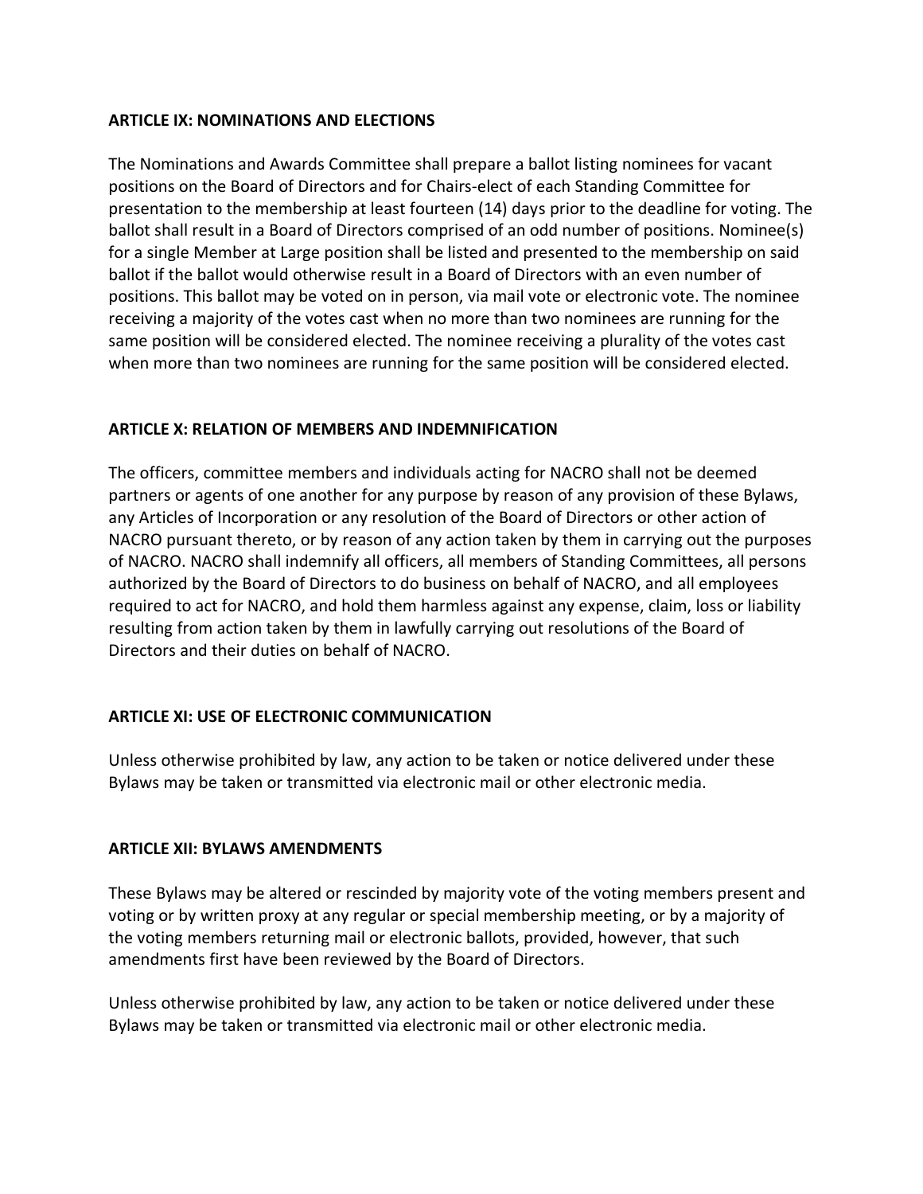**ARTICLE IX: NOMINATIONS AND ELECTIONS**

The Nominations and Awards Committee shall prepare a ballot listing nominees for vacant positions on the Board of Directors and for Chairs-elect of each Standing Committee for presentation to the membership at least fourteen (14) days prior to the deadline for voting. The ballot shall result in a Board of Directors comprised of an odd number of positions. Nominee(s) for a single Member at Large position shall be listed and presented to the membership on said ballot if the ballot would otherwise result in a Board of Directors with an even number of positions. This ballot may be voted on in person, via mail vote or electronic vote. The nominee receiving a majority of the votes cast when no more than two nominees are running for the same position will be considered elected. The nominee receiving a plurality of the votes cast when more than two nominees are running for the same position will be considered elected.

**ARTICLE X: RELATION OF MEMBERS AND INDEMNIFICATION**

The officers, committee members and individuals acting for NACRO shall not be deemed partners or agents of one another for any purpose by reason of any provision of these Bylaws, any Articles of Incorporation or any resolution of the Board of Directors or other action of NACRO pursuant thereto, or by reason of any action taken by them in carrying out the purposes of NACRO. NACRO shall indemnify all officers, all members of Standing Committees, all persons authorized by the Board of Directors to do business on behalf of NACRO, and all employees required to act for NACRO, and hold them harmless against any expense, claim, loss or liability resulting from action taken by them in lawfully carrying out resolutions of the Board of Directors and their duties on behalf of NACRO.

**ARTICLE XI: USE OF ELECTRONIC COMMUNICATION**

Unless otherwise prohibited by law, any action to be taken or notice delivered under these Bylaws may be taken or transmitted via electronic mail or other electronic media.

**ARTICLE XII: BYLAWS AMENDMENTS**

These Bylaws may be altered or rescinded by majority vote of the voting members present and voting or by written proxy at any regular or special membership meeting, or by a majority of the voting members returning mail or electronic ballots, provided, however, that such amendments first have been reviewed by the Board of Directors.

Unless otherwise prohibited by law, any action to be taken or notice delivered under these Bylaws may be taken or transmitted via electronic mail or other electronic media.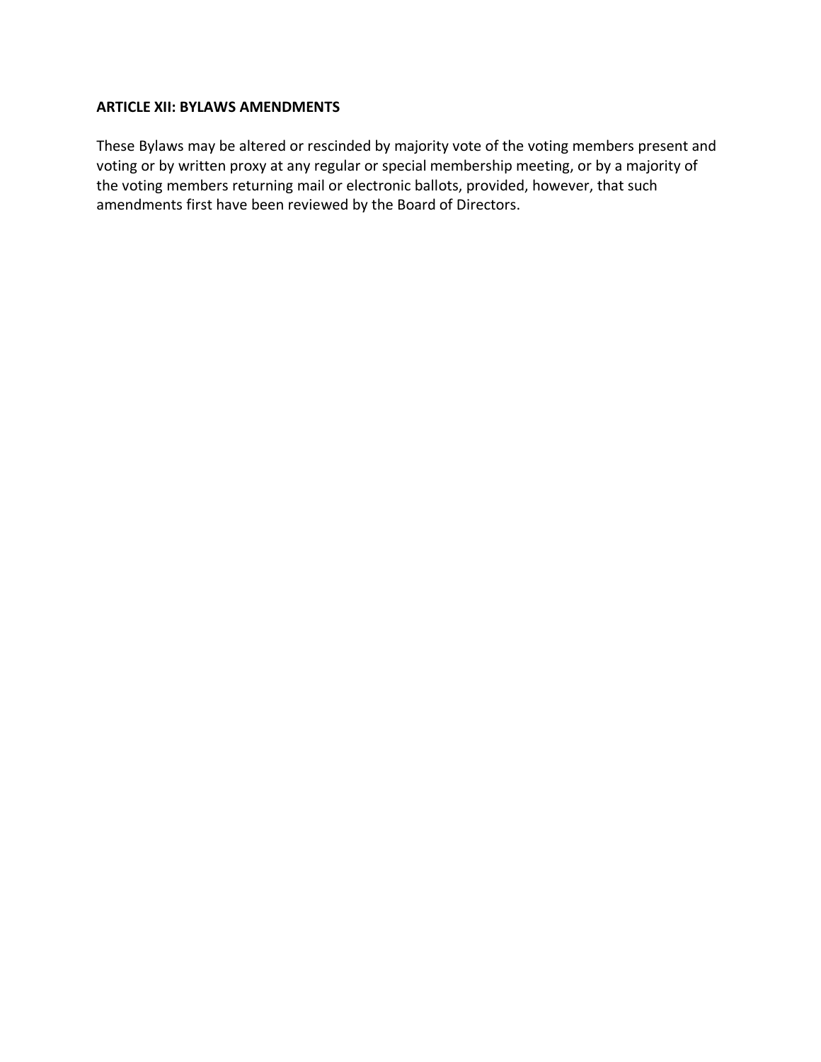**ARTICLE XII: BYLAWS AMENDMENTS**

These Bylaws may be altered or rescinded by majority vote of the voting members present and voting or by written proxy at any regular or special membership meeting, or by a majority of the voting members returning mail or electronic ballots, provided, however, that such amendments first have been reviewed by the Board of Directors.